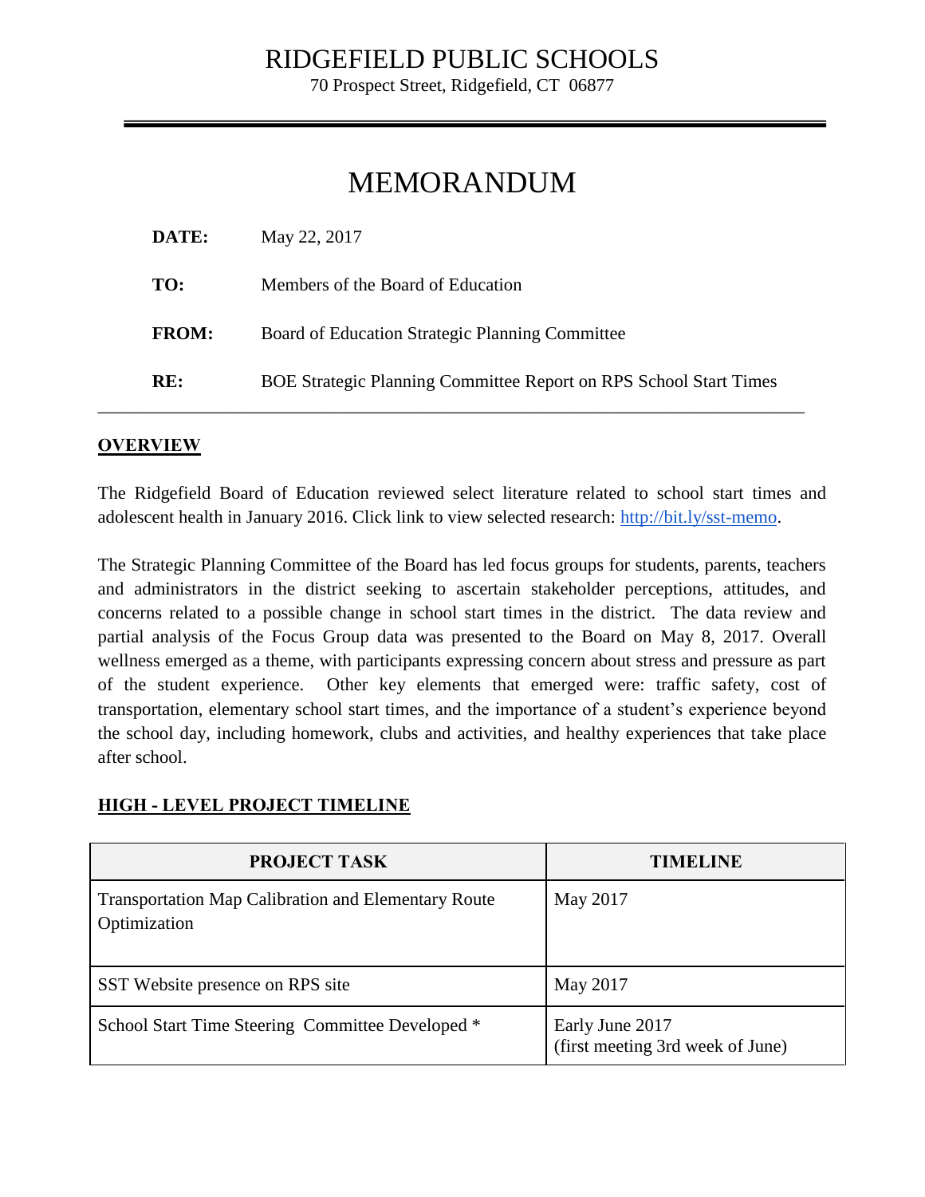# RIDGEFIELD PUBLIC SCHOOLS

70 Prospect Street, Ridgefield, CT 06877

## MEMORANDUM

**DATE:** May 22, 2017

**TO:** Members of the Board of Education

**FROM:** Board of Education Strategic Planning Committee

**RE:** BOE Strategic Planning Committee Report on RPS School Start Times

---

**OVERVIEW**

The Ridgefield Board of Education reviewed select literature related to school start times and adolescent health in January 2016. Click link to view selected research: [http://bit.ly/sst-memo](http://bit.ly/sst-memo).

The Strategic Planning Committee of the Board has led focus groups for students, parents, teachers and administrators in the district seeking to ascertain stakeholder perceptions, attitudes, and concerns related to a possible change in school start times in the district. The data review and partial analysis of the Focus Group data was presented to the Board on May 8, 2017. Overall wellness emerged as a theme, with participants expressing concern about stress and pressure as part of the student experience. Other key elements that emerged were: traffic safety, cost of transportation, elementary school start times, and the importance of a student's experience beyond the school day, including homework, clubs and activities, and healthy experiences that take place after school.

**HIGH - LEVEL PROJECT TIMELINE**

| PROJECT TASK | TIMELINE |
|---|---|
| Transportation Map Calibration and Elementary Route Optimization | May 2017 |
| SST Website presence on RPS site | May 2017 |
| School Start Time Steering Committee Developed * | Early June 2017 (first meeting 3rd week of June) |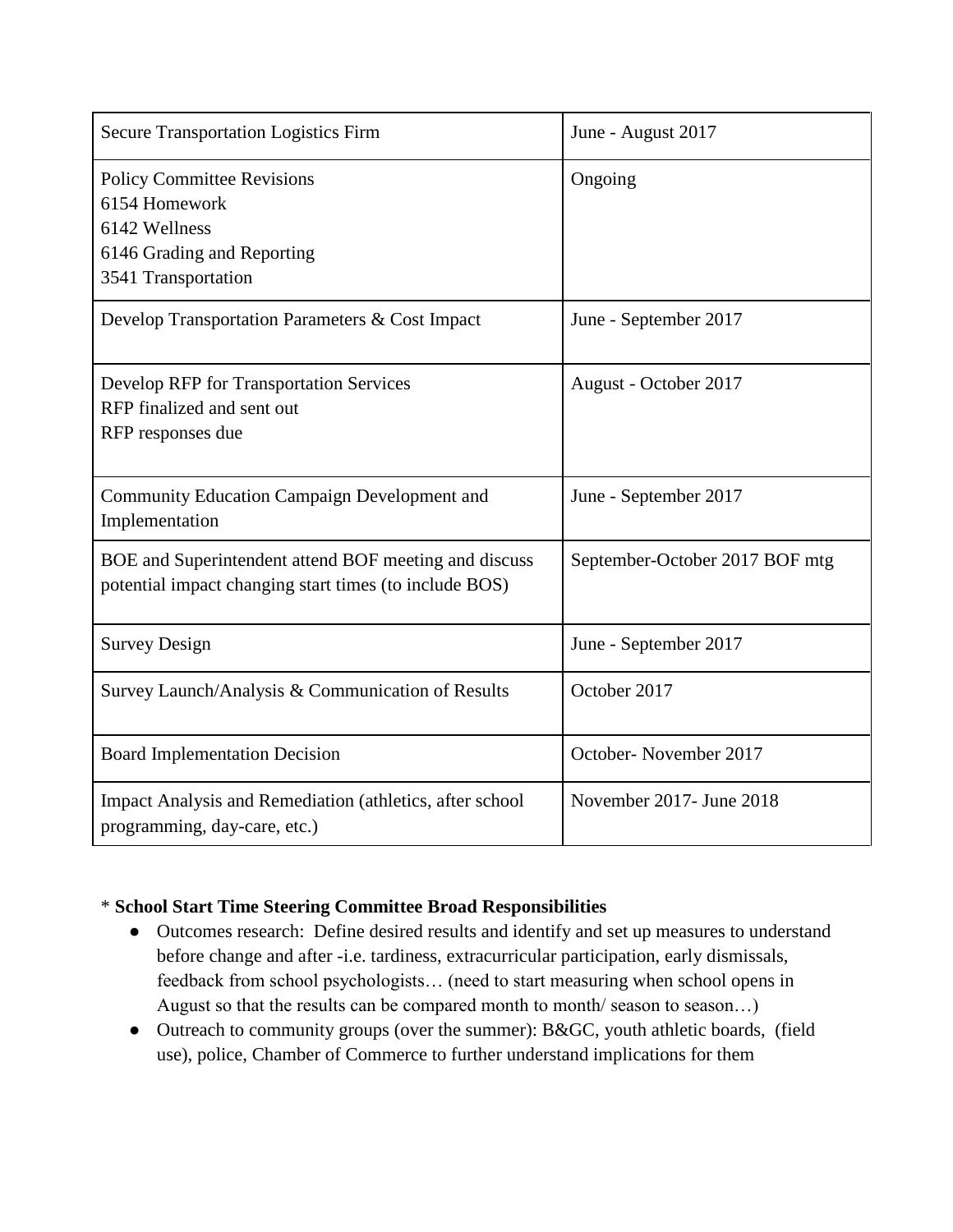| | |
|---|---|
| Secure Transportation Logistics Firm | June - August 2017 |
| Policy Committee Revisions<br>6154 Homework<br>6142 Wellness<br>6146 Grading and Reporting<br>3541 Transportation | Ongoing |
| Develop Transportation Parameters & Cost Impact | June - September 2017 |
| Develop RFP for Transportation Services<br>RFP finalized and sent out<br>RFP responses due | August - October 2017 |
| Community Education Campaign Development and Implementation | June - September 2017 |
| BOE and Superintendent attend BOF meeting and discuss potential impact changing start times (to include BOS) | September-October 2017 BOF mtg |
| Survey Design | June - September 2017 |
| Survey Launch/Analysis & Communication of Results | October 2017 |
| Board Implementation Decision | October- November 2017 |
| Impact Analysis and Remediation (athletics, after school programming, day-care, etc.) | November 2017- June 2018 |

\* **School Start Time Steering Committee Broad Responsibilities**

- Outcomes research: Define desired results and identify and set up measures to understand before change and after -i.e. tardiness, extracurricular participation, early dismissals, feedback from school psychologists… (need to start measuring when school opens in August so that the results can be compared month to month/ season to season…)
- Outreach to community groups (over the summer): B&GC, youth athletic boards, (field use), police, Chamber of Commerce to further understand implications for them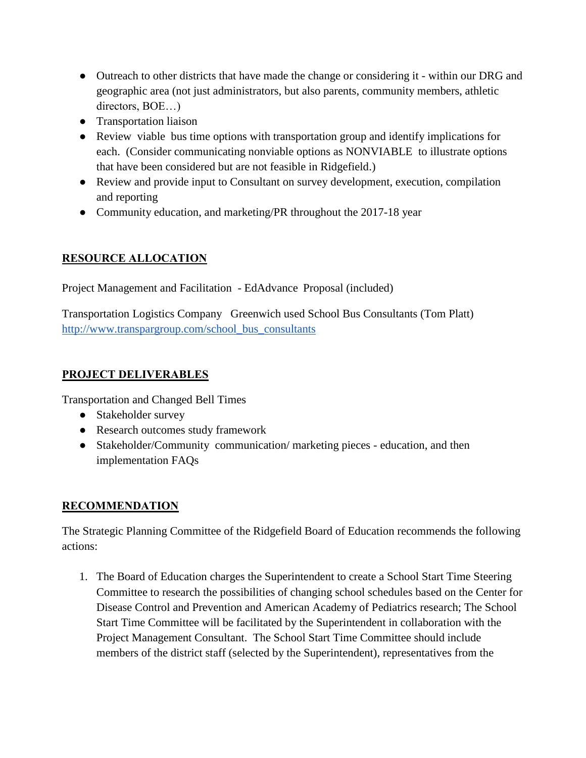- Outreach to other districts that have made the change or considering it - within our DRG and geographic area (not just administrators, but also parents, community members, athletic directors, BOE…)
- Transportation liaison
- Review viable bus time options with transportation group and identify implications for each. (Consider communicating nonviable options as NONVIABLE to illustrate options that have been considered but are not feasible in Ridgefield.)
- Review and provide input to Consultant on survey development, execution, compilation and reporting
- Community education, and marketing/PR throughout the 2017-18 year

## RESOURCE ALLOCATION

Project Management and Facilitation - EdAdvance Proposal (included)

Transportation Logistics Company Greenwich used School Bus Consultants (Tom Platt) [http://www.transpargroup.com/school_bus_consultants](http://www.transpargroup.com/school_bus_consultants)

## PROJECT DELIVERABLES

Transportation and Changed Bell Times

- Stakeholder survey
- Research outcomes study framework
- Stakeholder/Community communication/ marketing pieces - education, and then implementation FAQs

## RECOMMENDATION

The Strategic Planning Committee of the Ridgefield Board of Education recommends the following actions:

1. The Board of Education charges the Superintendent to create a School Start Time Steering Committee to research the possibilities of changing school schedules based on the Center for Disease Control and Prevention and American Academy of Pediatrics research; The School Start Time Committee will be facilitated by the Superintendent in collaboration with the Project Management Consultant. The School Start Time Committee should include members of the district staff (selected by the Superintendent), representatives from the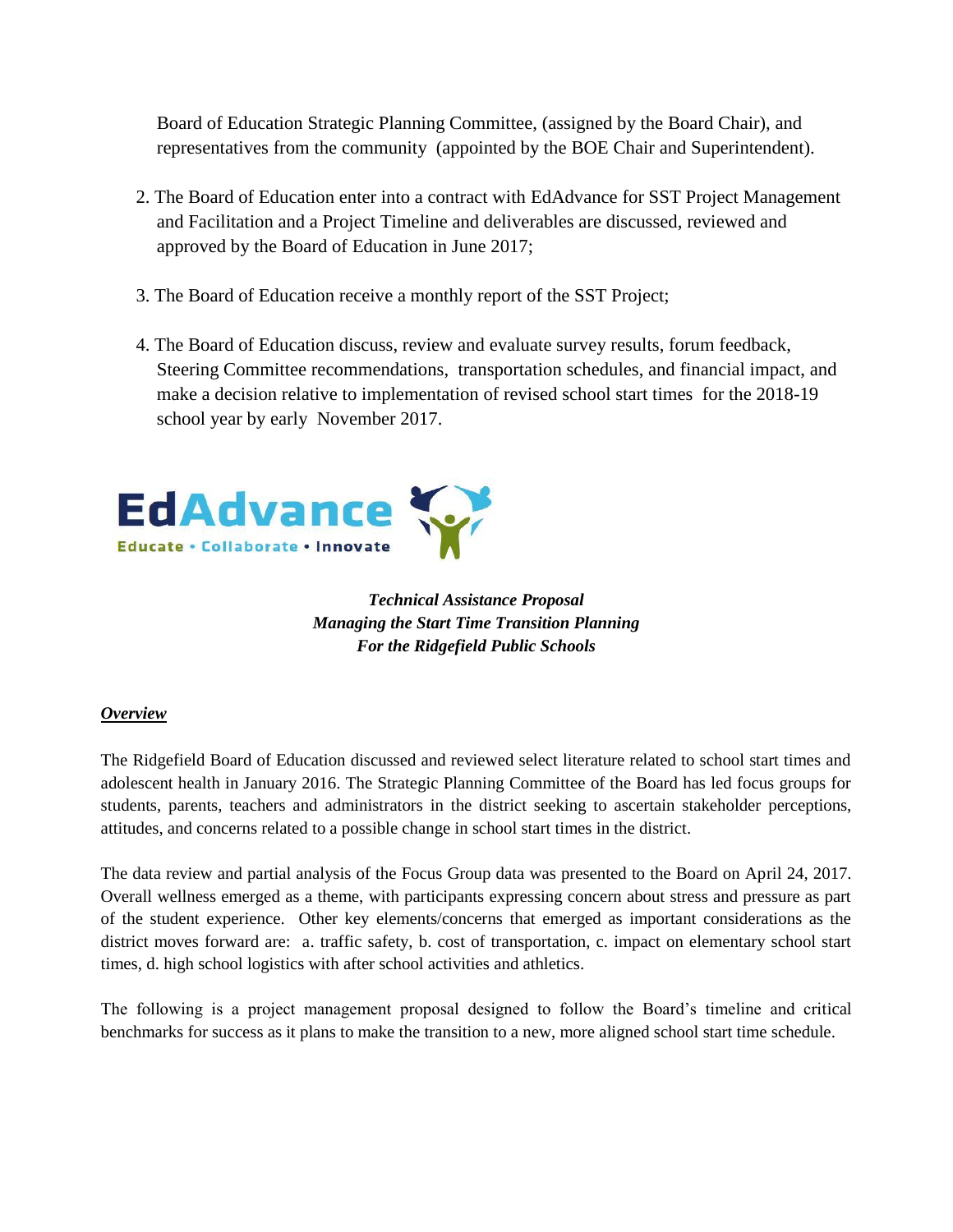Board of Education Strategic Planning Committee, (assigned by the Board Chair), and representatives from the community (appointed by the BOE Chair and Superintendent).

2. The Board of Education enter into a contract with EdAdvance for SST Project Management and Facilitation and a Project Timeline and deliverables are discussed, reviewed and approved by the Board of Education in June 2017;

3. The Board of Education receive a monthly report of the SST Project;

4. The Board of Education discuss, review and evaluate survey results, forum feedback, Steering Committee recommendations, transportation schedules, and financial impact, and make a decision relative to implementation of revised school start times for the 2018-19 school year by early November 2017.

EdAdvance
Educate • Collaborate • Innovate

***Technical Assistance Proposal***
***Managing the Start Time Transition Planning***
***For the Ridgefield Public Schools***

***Overview***

The Ridgefield Board of Education discussed and reviewed select literature related to school start times and adolescent health in January 2016. The Strategic Planning Committee of the Board has led focus groups for students, parents, teachers and administrators in the district seeking to ascertain stakeholder perceptions, attitudes, and concerns related to a possible change in school start times in the district.

The data review and partial analysis of the Focus Group data was presented to the Board on April 24, 2017. Overall wellness emerged as a theme, with participants expressing concern about stress and pressure as part of the student experience. Other key elements/concerns that emerged as important considerations as the district moves forward are: a. traffic safety, b. cost of transportation, c. impact on elementary school start times, d. high school logistics with after school activities and athletics.

The following is a project management proposal designed to follow the Board's timeline and critical benchmarks for success as it plans to make the transition to a new, more aligned school start time schedule.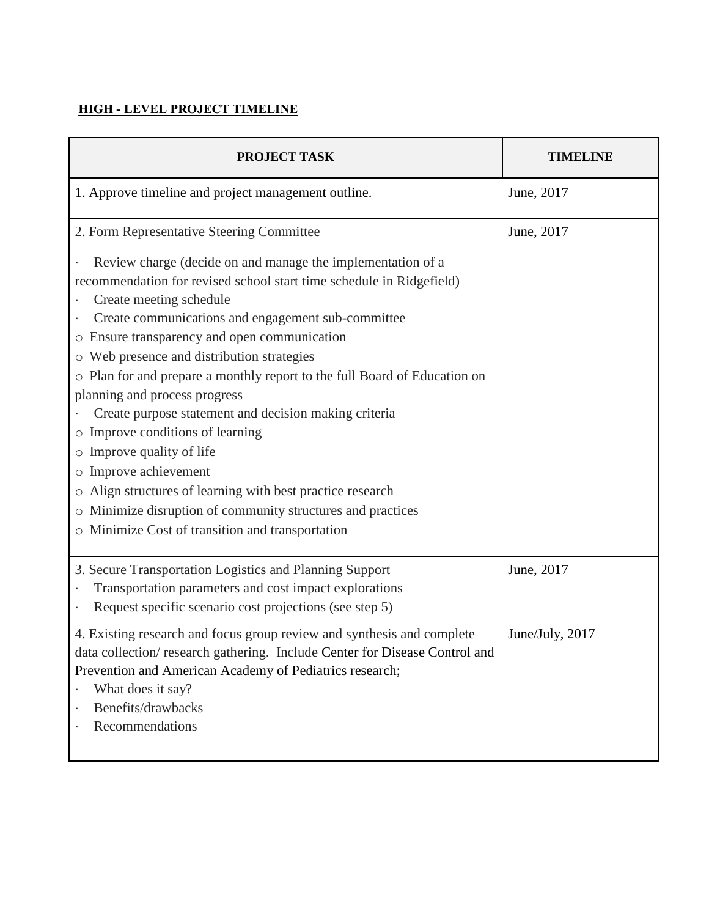**HIGH - LEVEL PROJECT TIMELINE**

| PROJECT TASK | TIMELINE |
| --- | --- |
| 1. Approve timeline and project management outline. | June, 2017 |
| 2. Form Representative Steering Committee<br>· Review charge (decide on and manage the implementation of a recommendation for revised school start time schedule in Ridgefield)<br>· Create meeting schedule<br>· Create communications and engagement sub-committee<br>○ Ensure transparency and open communication<br>○ Web presence and distribution strategies<br>○ Plan for and prepare a monthly report to the full Board of Education on planning and process progress<br>· Create purpose statement and decision making criteria –<br>○ Improve conditions of learning<br>○ Improve quality of life<br>○ Improve achievement<br>○ Align structures of learning with best practice research<br>○ Minimize disruption of community structures and practices<br>○ Minimize Cost of transition and transportation | June, 2017 |
| 3. Secure Transportation Logistics and Planning Support<br>· Transportation parameters and cost impact explorations<br>· Request specific scenario cost projections (see step 5) | June, 2017 |
| 4. Existing research and focus group review and synthesis and complete data collection/ research gathering. Include Center for Disease Control and Prevention and American Academy of Pediatrics research;<br>· What does it say?<br>· Benefits/drawbacks<br>· Recommendations | June/July, 2017 |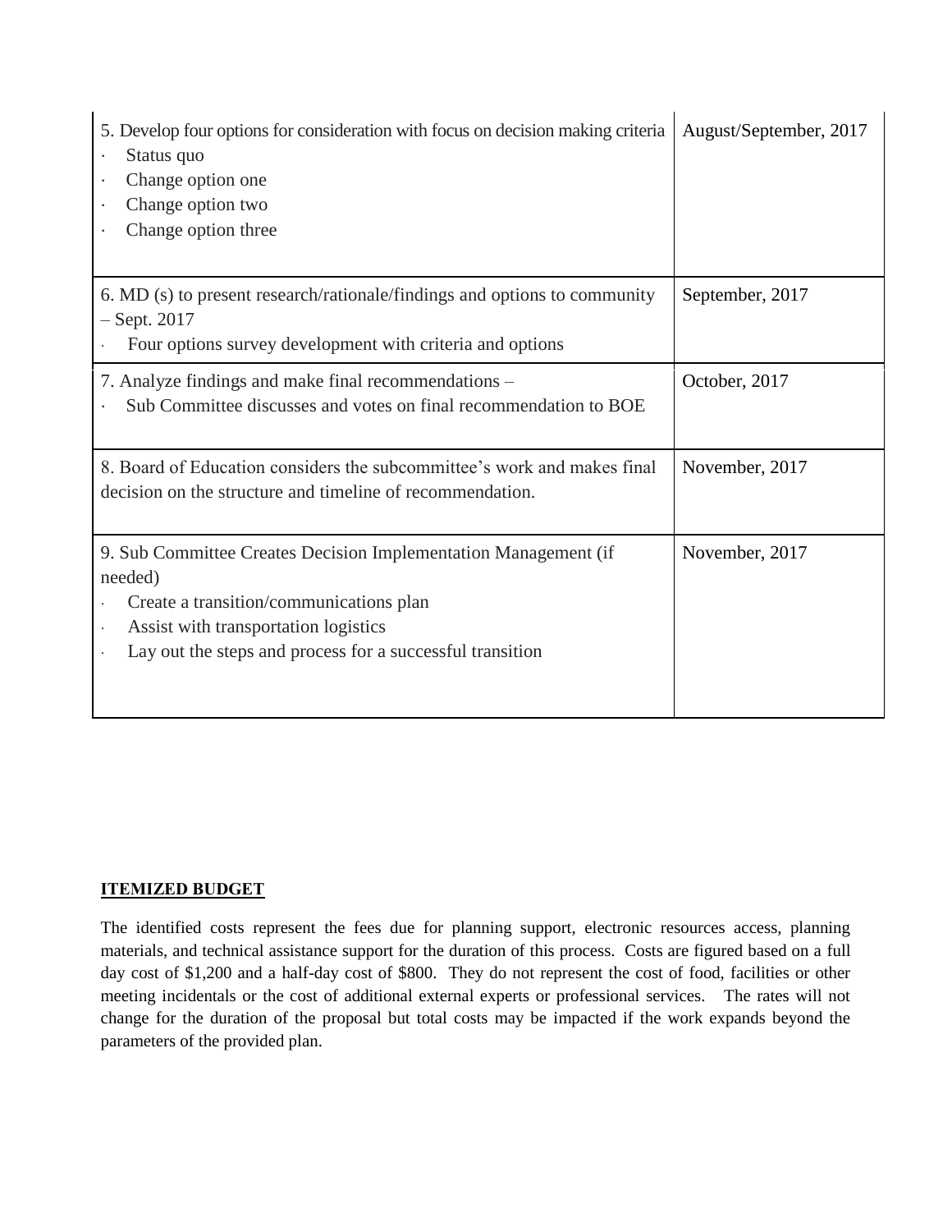| | |
|---|---|
| 5. Develop four options for consideration with focus on decision making criteria<br>· Status quo<br>· Change option one<br>· Change option two<br>· Change option three | August/September, 2017 |
| 6. MD (s) to present research/rationale/findings and options to community – Sept. 2017<br>· Four options survey development with criteria and options | September, 2017 |
| 7. Analyze findings and make final recommendations –<br>· Sub Committee discusses and votes on final recommendation to BOE | October, 2017 |
| 8. Board of Education considers the subcommittee's work and makes final decision on the structure and timeline of recommendation. | November, 2017 |
| 9. Sub Committee Creates Decision Implementation Management (if needed)<br>· Create a transition/communications plan<br>· Assist with transportation logistics<br>· Lay out the steps and process for a successful transition | November, 2017 |

## ITEMIZED BUDGET

The identified costs represent the fees due for planning support, electronic resources access, planning materials, and technical assistance support for the duration of this process. Costs are figured based on a full day cost of $1,200 and a half-day cost of $800. They do not represent the cost of food, facilities or other meeting incidentals or the cost of additional external experts or professional services. The rates will not change for the duration of the proposal but total costs may be impacted if the work expands beyond the parameters of the provided plan.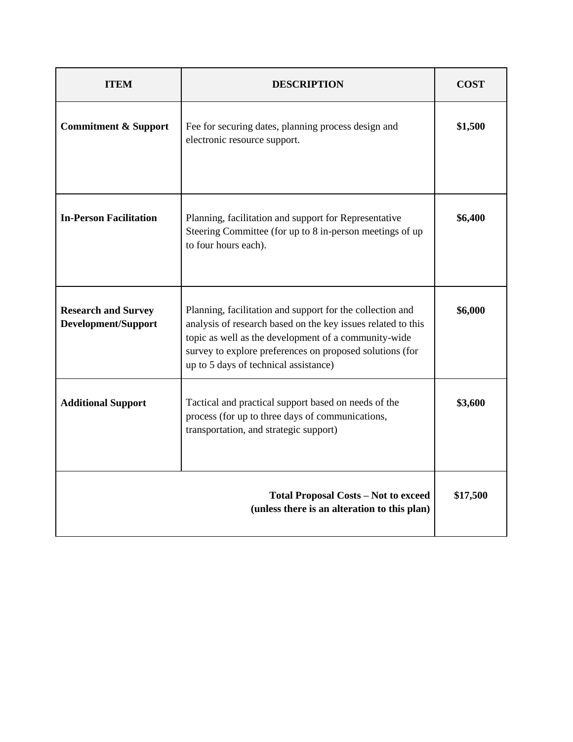| ITEM | DESCRIPTION | COST |
| --- | --- | --- |
| **Commitment & Support** | Fee for securing dates, planning process design and electronic resource support. | **$1,500** |
| **In-Person Facilitation** | Planning, facilitation and support for Representative Steering Committee (for up to 8 in-person meetings of up to four hours each). | **$6,400** |
| **Research and Survey Development/Support** | Planning, facilitation and support for the collection and analysis of research based on the key issues related to this topic as well as the development of a community-wide survey to explore preferences on proposed solutions (for up to 5 days of technical assistance) | **$6,000** |
| **Additional Support** | Tactical and practical support based on needs of the process (for up to three days of communications, transportation, and strategic support) | **$3,600** |
| | **Total Proposal Costs – Not to exceed (unless there is an alteration to this plan)** | **$17,500** |